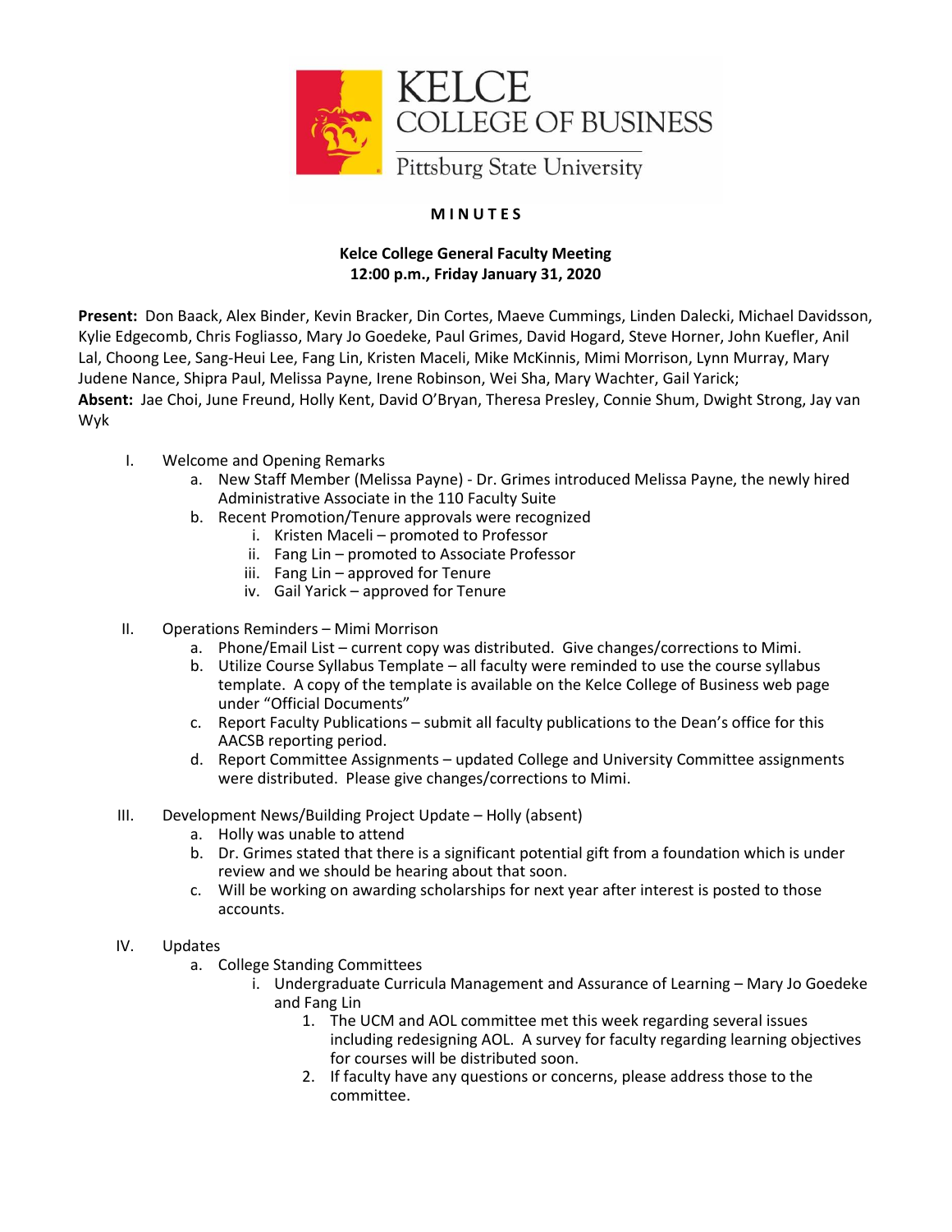KELCE
COLLEGE OF BUSINESS
Pittsburg State University

**M I N U T E S**

**Kelce College General Faculty Meeting**
**12:00 p.m., Friday January 31, 2020**

**Present:** Don Baack, Alex Binder, Kevin Bracker, Din Cortes, Maeve Cummings, Linden Dalecki, Michael Davidsson, Kylie Edgecomb, Chris Fogliasso, Mary Jo Goedeke, Paul Grimes, David Hogard, Steve Horner, John Kuefler, Anil Lal, Choong Lee, Sang-Heui Lee, Fang Lin, Kristen Maceli, Mike McKinnis, Mimi Morrison, Lynn Murray, Mary Judene Nance, Shipra Paul, Melissa Payne, Irene Robinson, Wei Sha, Mary Wachter, Gail Yarick;
**Absent:** Jae Choi, June Freund, Holly Kent, David O'Bryan, Theresa Presley, Connie Shum, Dwight Strong, Jay van Wyk

I. Welcome and Opening Remarks
   a. New Staff Member (Melissa Payne) - Dr. Grimes introduced Melissa Payne, the newly hired Administrative Associate in the 110 Faculty Suite
   b. Recent Promotion/Tenure approvals were recognized
      i. Kristen Maceli – promoted to Professor
      ii. Fang Lin – promoted to Associate Professor
      iii. Fang Lin – approved for Tenure
      iv. Gail Yarick – approved for Tenure

II. Operations Reminders – Mimi Morrison
   a. Phone/Email List – current copy was distributed. Give changes/corrections to Mimi.
   b. Utilize Course Syllabus Template – all faculty were reminded to use the course syllabus template. A copy of the template is available on the Kelce College of Business web page under "Official Documents"
   c. Report Faculty Publications – submit all faculty publications to the Dean's office for this AACSB reporting period.
   d. Report Committee Assignments – updated College and University Committee assignments were distributed. Please give changes/corrections to Mimi.

III. Development News/Building Project Update – Holly (absent)
   a. Holly was unable to attend
   b. Dr. Grimes stated that there is a significant potential gift from a foundation which is under review and we should be hearing about that soon.
   c. Will be working on awarding scholarships for next year after interest is posted to those accounts.

IV. Updates
   a. College Standing Committees
      i. Undergraduate Curricula Management and Assurance of Learning – Mary Jo Goedeke and Fang Lin
         1. The UCM and AOL committee met this week regarding several issues including redesigning AOL. A survey for faculty regarding learning objectives for courses will be distributed soon.
         2. If faculty have any questions or concerns, please address those to the committee.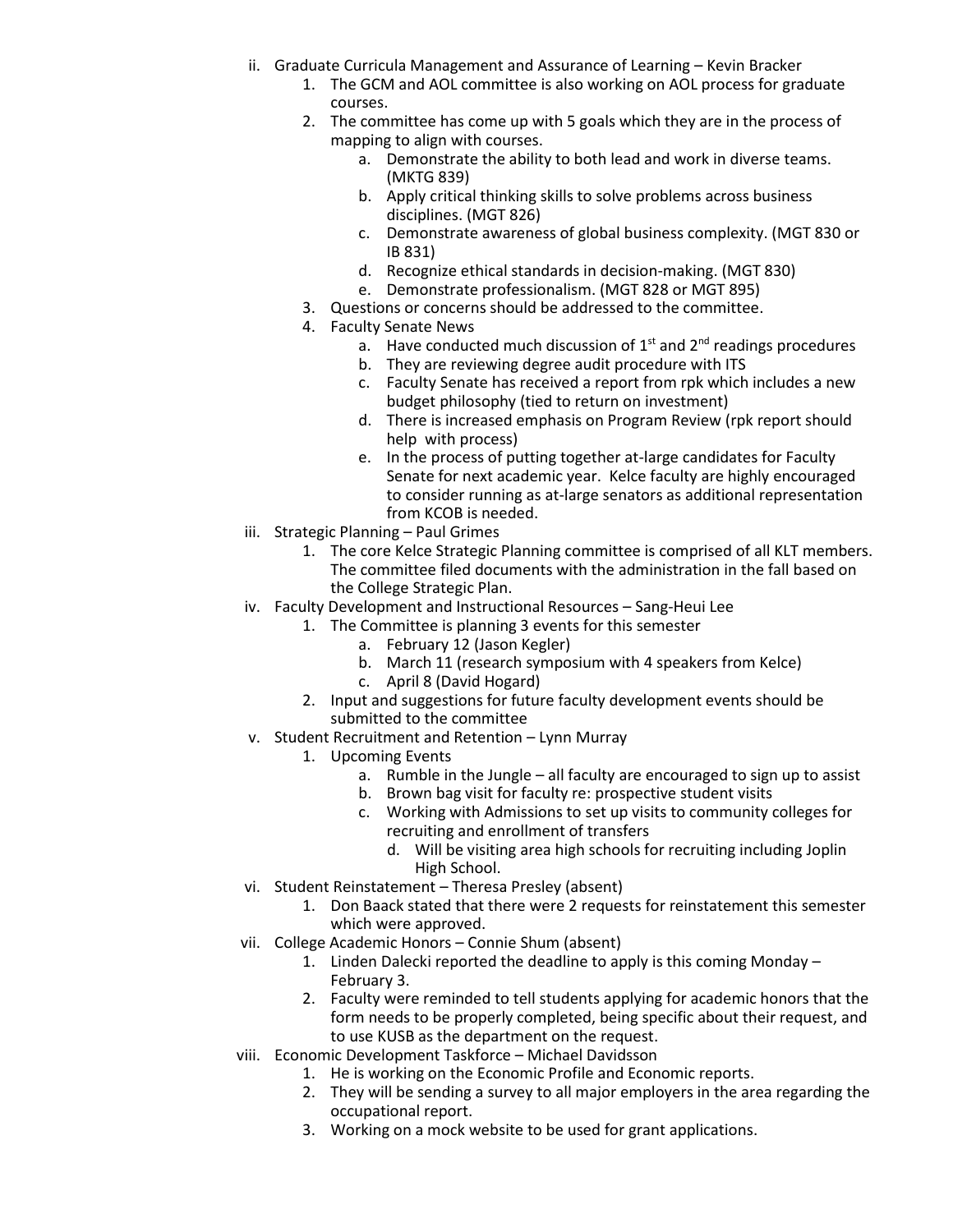ii. Graduate Curricula Management and Assurance of Learning – Kevin Bracker
   1. The GCM and AOL committee is also working on AOL process for graduate courses.
   2. The committee has come up with 5 goals which they are in the process of mapping to align with courses.
      a. Demonstrate the ability to both lead and work in diverse teams. (MKTG 839)
      b. Apply critical thinking skills to solve problems across business disciplines. (MGT 826)
      c. Demonstrate awareness of global business complexity. (MGT 830 or IB 831)
      d. Recognize ethical standards in decision-making. (MGT 830)
      e. Demonstrate professionalism. (MGT 828 or MGT 895)
   3. Questions or concerns should be addressed to the committee.
   4. Faculty Senate News
      a. Have conducted much discussion of 1st and 2nd readings procedures
      b. They are reviewing degree audit procedure with ITS
      c. Faculty Senate has received a report from rpk which includes a new budget philosophy (tied to return on investment)
      d. There is increased emphasis on Program Review (rpk report should help with process)
      e. In the process of putting together at-large candidates for Faculty Senate for next academic year. Kelce faculty are highly encouraged to consider running as at-large senators as additional representation from KCOB is needed.

iii. Strategic Planning – Paul Grimes
   1. The core Kelce Strategic Planning committee is comprised of all KLT members. The committee filed documents with the administration in the fall based on the College Strategic Plan.

iv. Faculty Development and Instructional Resources – Sang-Heui Lee
   1. The Committee is planning 3 events for this semester
      a. February 12 (Jason Kegler)
      b. March 11 (research symposium with 4 speakers from Kelce)
      c. April 8 (David Hogard)
   2. Input and suggestions for future faculty development events should be submitted to the committee

v. Student Recruitment and Retention – Lynn Murray
   1. Upcoming Events
      a. Rumble in the Jungle – all faculty are encouraged to sign up to assist
      b. Brown bag visit for faculty re: prospective student visits
      c. Working with Admissions to set up visits to community colleges for recruiting and enrollment of transfers
      d. Will be visiting area high schools for recruiting including Joplin High School.

vi. Student Reinstatement – Theresa Presley (absent)
   1. Don Baack stated that there were 2 requests for reinstatement this semester which were approved.

vii. College Academic Honors – Connie Shum (absent)
   1. Linden Dalecki reported the deadline to apply is this coming Monday – February 3.
   2. Faculty were reminded to tell students applying for academic honors that the form needs to be properly completed, being specific about their request, and to use KUSB as the department on the request.

viii. Economic Development Taskforce – Michael Davidsson
   1. He is working on the Economic Profile and Economic reports.
   2. They will be sending a survey to all major employers in the area regarding the occupational report.
   3. Working on a mock website to be used for grant applications.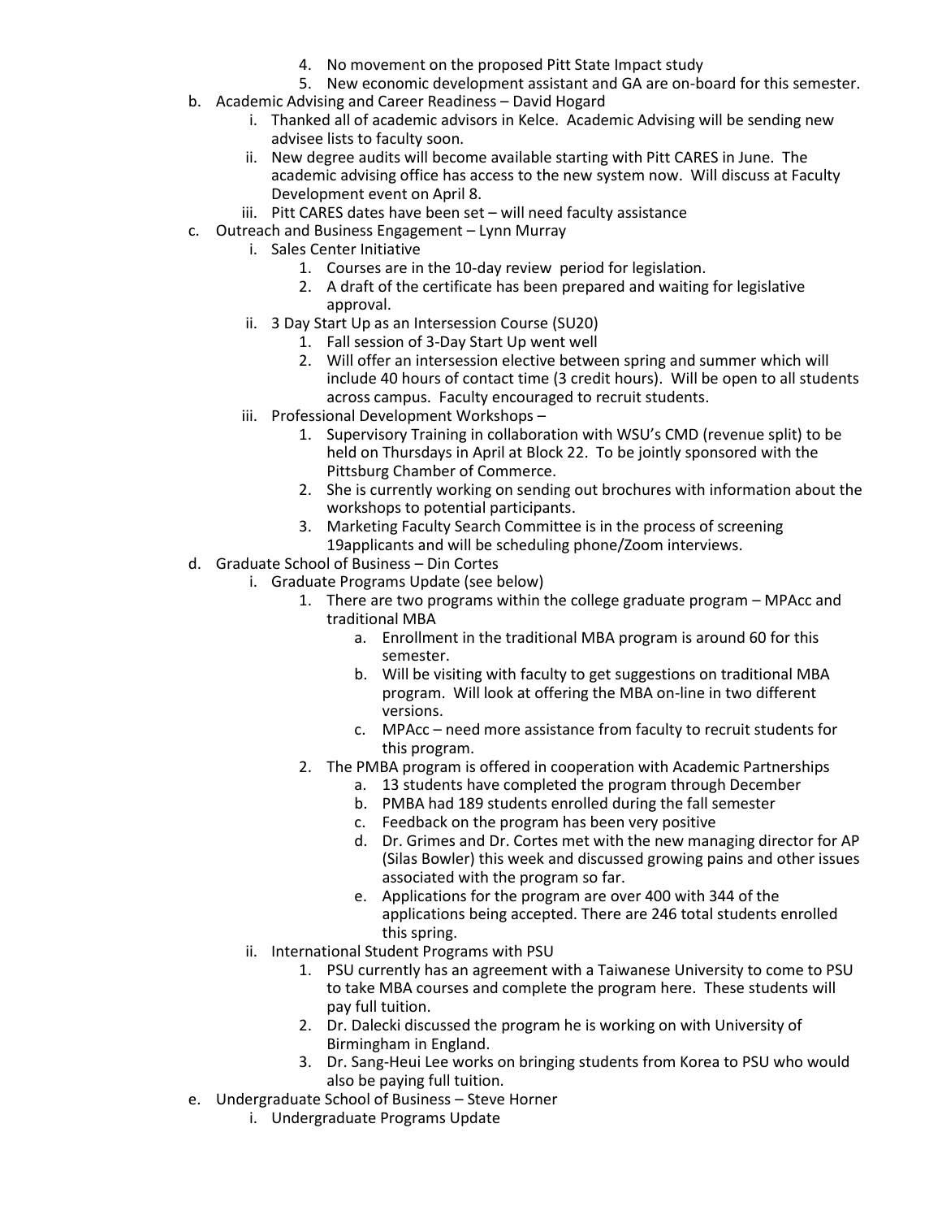4. No movement on the proposed Pitt State Impact study
5. New economic development assistant and GA are on-board for this semester.

b. Academic Advising and Career Readiness – David Hogard
   i. Thanked all of academic advisors in Kelce. Academic Advising will be sending new advisee lists to faculty soon.
   ii. New degree audits will become available starting with Pitt CARES in June. The academic advising office has access to the new system now. Will discuss at Faculty Development event on April 8.
   iii. Pitt CARES dates have been set – will need faculty assistance

c. Outreach and Business Engagement – Lynn Murray
   i. Sales Center Initiative
      1. Courses are in the 10-day review period for legislation.
      2. A draft of the certificate has been prepared and waiting for legislative approval.
   ii. 3 Day Start Up as an Intersession Course (SU20)
      1. Fall session of 3-Day Start Up went well
      2. Will offer an intersession elective between spring and summer which will include 40 hours of contact time (3 credit hours). Will be open to all students across campus. Faculty encouraged to recruit students.
   iii. Professional Development Workshops –
      1. Supervisory Training in collaboration with WSU's CMD (revenue split) to be held on Thursdays in April at Block 22. To be jointly sponsored with the Pittsburg Chamber of Commerce.
      2. She is currently working on sending out brochures with information about the workshops to potential participants.
      3. Marketing Faculty Search Committee is in the process of screening 19applicants and will be scheduling phone/Zoom interviews.

d. Graduate School of Business – Din Cortes
   i. Graduate Programs Update (see below)
      1. There are two programs within the college graduate program – MPAcc and traditional MBA
         a. Enrollment in the traditional MBA program is around 60 for this semester.
         b. Will be visiting with faculty to get suggestions on traditional MBA program. Will look at offering the MBA on-line in two different versions.
         c. MPAcc – need more assistance from faculty to recruit students for this program.
      2. The PMBA program is offered in cooperation with Academic Partnerships
         a. 13 students have completed the program through December
         b. PMBA had 189 students enrolled during the fall semester
         c. Feedback on the program has been very positive
         d. Dr. Grimes and Dr. Cortes met with the new managing director for AP (Silas Bowler) this week and discussed growing pains and other issues associated with the program so far.
         e. Applications for the program are over 400 with 344 of the applications being accepted. There are 246 total students enrolled this spring.
   ii. International Student Programs with PSU
      1. PSU currently has an agreement with a Taiwanese University to come to PSU to take MBA courses and complete the program here. These students will pay full tuition.
      2. Dr. Dalecki discussed the program he is working on with University of Birmingham in England.
      3. Dr. Sang-Heui Lee works on bringing students from Korea to PSU who would also be paying full tuition.

e. Undergraduate School of Business – Steve Horner
   i. Undergraduate Programs Update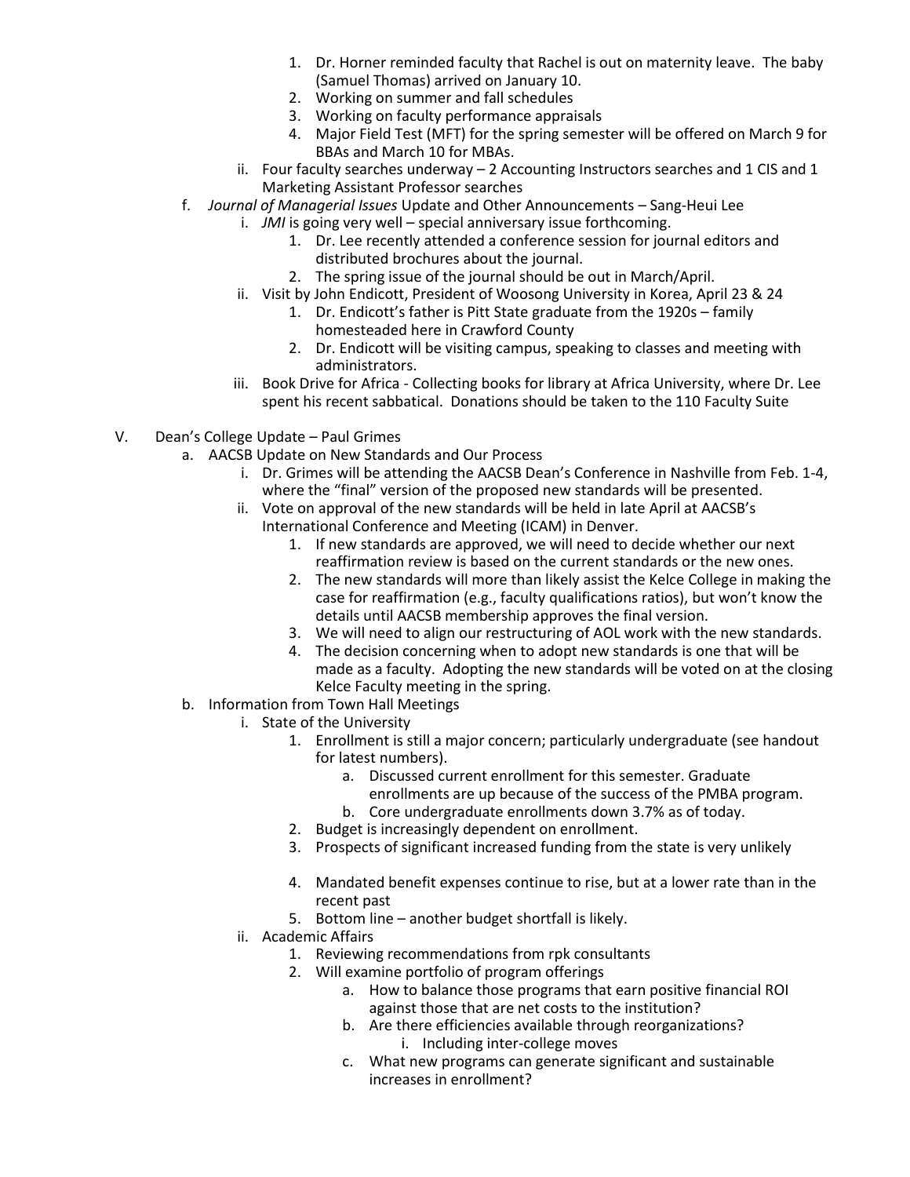1. Dr. Horner reminded faculty that Rachel is out on maternity leave. The baby (Samuel Thomas) arrived on January 10.
2. Working on summer and fall schedules
3. Working on faculty performance appraisals
4. Major Field Test (MFT) for the spring semester will be offered on March 9 for BBAs and March 10 for MBAs.

ii. Four faculty searches underway – 2 Accounting Instructors searches and 1 CIS and 1 Marketing Assistant Professor searches

f. *Journal of Managerial Issues* Update and Other Announcements – Sang-Heui Lee

i. *JMI* is going very well – special anniversary issue forthcoming.

1. Dr. Lee recently attended a conference session for journal editors and distributed brochures about the journal.
2. The spring issue of the journal should be out in March/April.

ii. Visit by John Endicott, President of Woosong University in Korea, April 23 & 24

1. Dr. Endicott's father is Pitt State graduate from the 1920s – family homesteaded here in Crawford County
2. Dr. Endicott will be visiting campus, speaking to classes and meeting with administrators.

iii. Book Drive for Africa - Collecting books for library at Africa University, where Dr. Lee spent his recent sabbatical. Donations should be taken to the 110 Faculty Suite

V. Dean's College Update – Paul Grimes

a. AACSB Update on New Standards and Our Process

i. Dr. Grimes will be attending the AACSB Dean's Conference in Nashville from Feb. 1-4, where the "final" version of the proposed new standards will be presented.

ii. Vote on approval of the new standards will be held in late April at AACSB's International Conference and Meeting (ICAM) in Denver.

1. If new standards are approved, we will need to decide whether our next reaffirmation review is based on the current standards or the new ones.
2. The new standards will more than likely assist the Kelce College in making the case for reaffirmation (e.g., faculty qualifications ratios), but won't know the details until AACSB membership approves the final version.
3. We will need to align our restructuring of AOL work with the new standards.
4. The decision concerning when to adopt new standards is one that will be made as a faculty. Adopting the new standards will be voted on at the closing Kelce Faculty meeting in the spring.

b. Information from Town Hall Meetings

i. State of the University

1. Enrollment is still a major concern; particularly undergraduate (see handout for latest numbers).
   a. Discussed current enrollment for this semester. Graduate enrollments are up because of the success of the PMBA program.
   b. Core undergraduate enrollments down 3.7% as of today.
2. Budget is increasingly dependent on enrollment.
3. Prospects of significant increased funding from the state is very unlikely
4. Mandated benefit expenses continue to rise, but at a lower rate than in the recent past
5. Bottom line – another budget shortfall is likely.

ii. Academic Affairs

1. Reviewing recommendations from rpk consultants
2. Will examine portfolio of program offerings
   a. How to balance those programs that earn positive financial ROI against those that are net costs to the institution?
   b. Are there efficiencies available through reorganizations?
      i. Including inter-college moves
   c. What new programs can generate significant and sustainable increases in enrollment?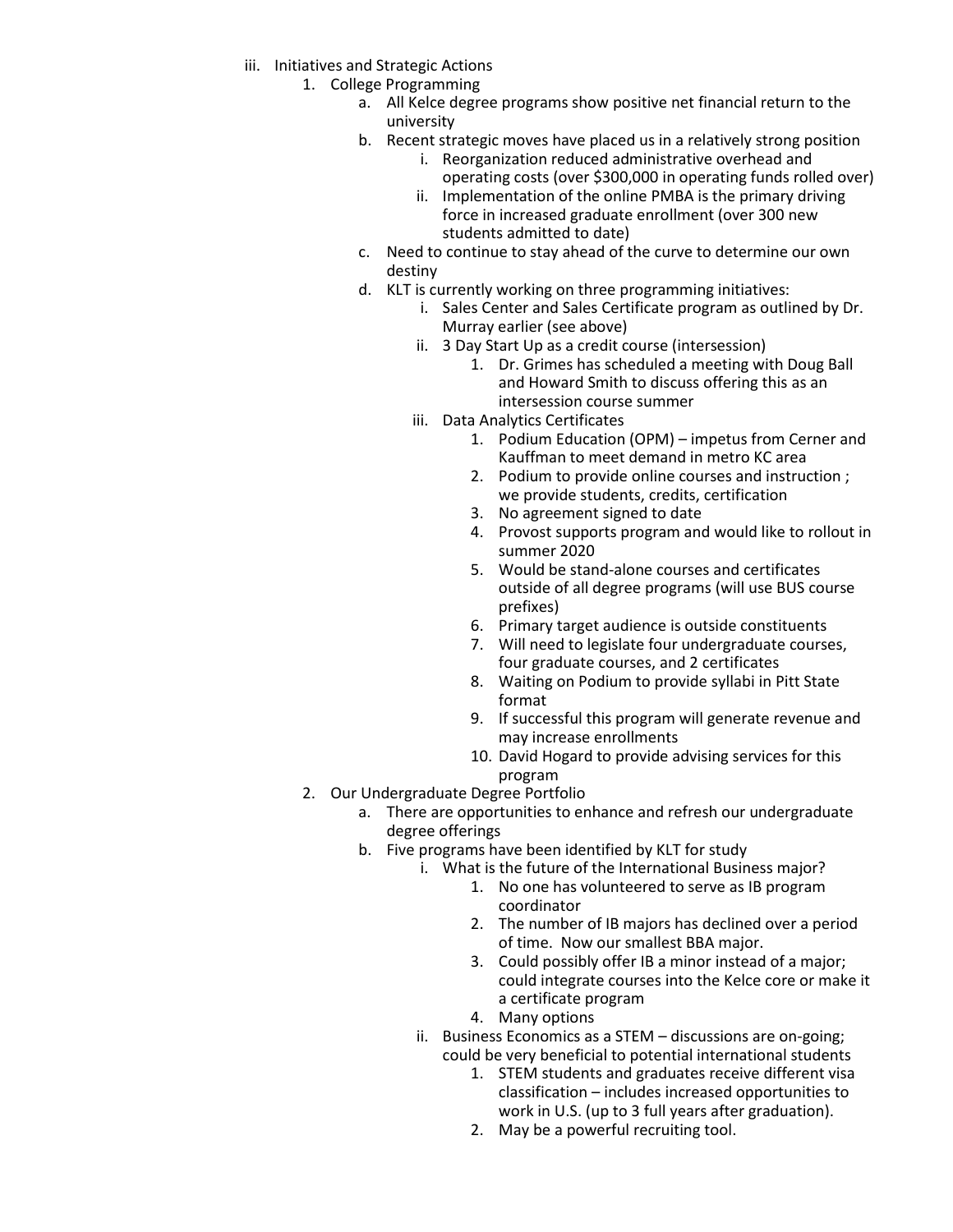iii. Initiatives and Strategic Actions
    1. College Programming
        a. All Kelce degree programs show positive net financial return to the university
        b. Recent strategic moves have placed us in a relatively strong position
            i. Reorganization reduced administrative overhead and operating costs (over $300,000 in operating funds rolled over)
            ii. Implementation of the online PMBA is the primary driving force in increased graduate enrollment (over 300 new students admitted to date)
        c. Need to continue to stay ahead of the curve to determine our own destiny
        d. KLT is currently working on three programming initiatives:
            i. Sales Center and Sales Certificate program as outlined by Dr. Murray earlier (see above)
            ii. 3 Day Start Up as a credit course (intersession)
                1. Dr. Grimes has scheduled a meeting with Doug Ball and Howard Smith to discuss offering this as an intersession course summer
            iii. Data Analytics Certificates
                1. Podium Education (OPM) – impetus from Cerner and Kauffman to meet demand in metro KC area
                2. Podium to provide online courses and instruction ; we provide students, credits, certification
                3. No agreement signed to date
                4. Provost supports program and would like to rollout in summer 2020
                5. Would be stand-alone courses and certificates outside of all degree programs (will use BUS course prefixes)
                6. Primary target audience is outside constituents
                7. Will need to legislate four undergraduate courses, four graduate courses, and 2 certificates
                8. Waiting on Podium to provide syllabi in Pitt State format
                9. If successful this program will generate revenue and may increase enrollments
                10. David Hogard to provide advising services for this program
    2. Our Undergraduate Degree Portfolio
        a. There are opportunities to enhance and refresh our undergraduate degree offerings
        b. Five programs have been identified by KLT for study
            i. What is the future of the International Business major?
                1. No one has volunteered to serve as IB program coordinator
                2. The number of IB majors has declined over a period of time. Now our smallest BBA major.
                3. Could possibly offer IB a minor instead of a major; could integrate courses into the Kelce core or make it a certificate program
                4. Many options
            ii. Business Economics as a STEM – discussions are on-going; could be very beneficial to potential international students
                1. STEM students and graduates receive different visa classification – includes increased opportunities to work in U.S. (up to 3 full years after graduation).
                2. May be a powerful recruiting tool.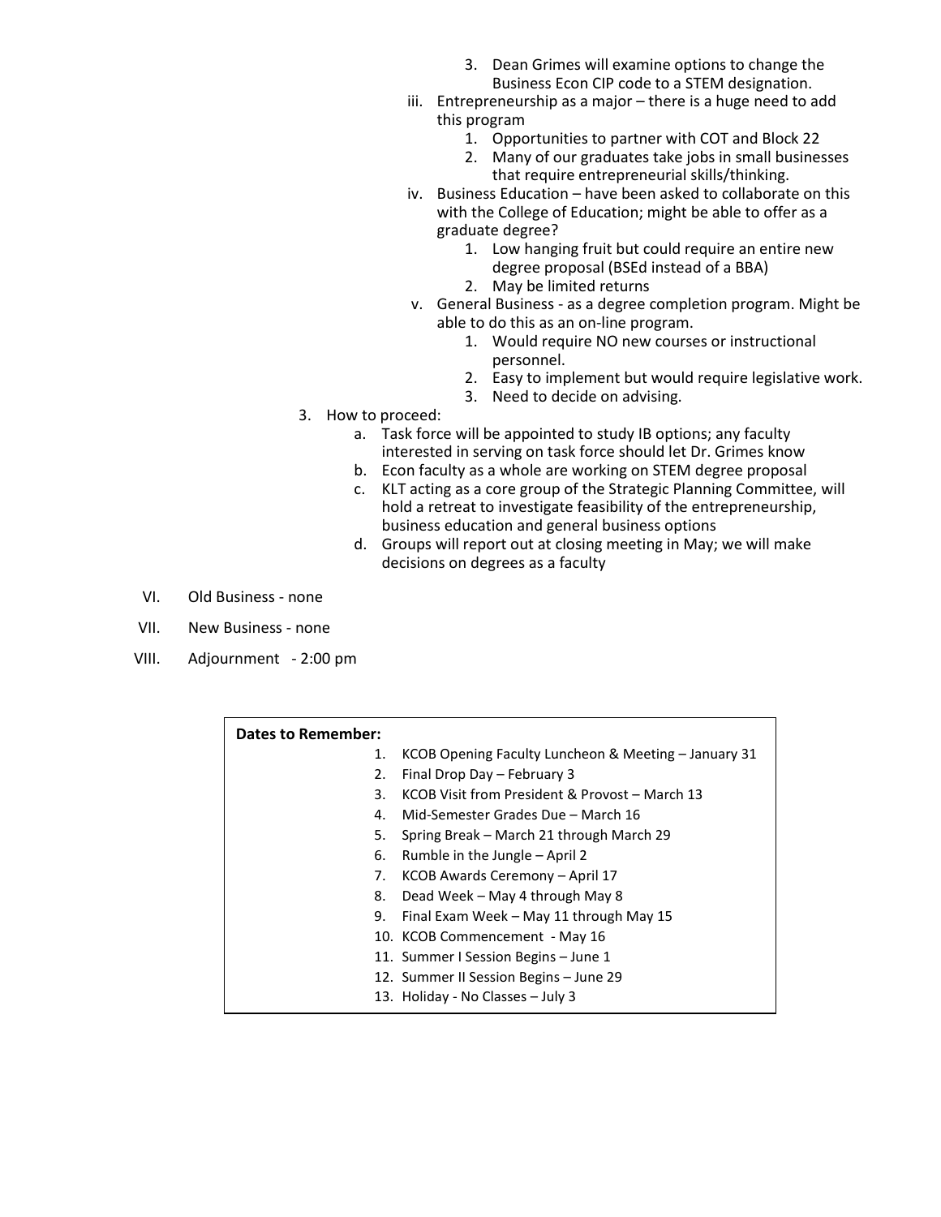3. Dean Grimes will examine options to change the Business Econ CIP code to a STEM designation.

iii. Entrepreneurship as a major – there is a huge need to add this program
   1. Opportunities to partner with COT and Block 22
   2. Many of our graduates take jobs in small businesses that require entrepreneurial skills/thinking.

iv. Business Education – have been asked to collaborate on this with the College of Education; might be able to offer as a graduate degree?
   1. Low hanging fruit but could require an entire new degree proposal (BSEd instead of a BBA)
   2. May be limited returns

v. General Business - as a degree completion program. Might be able to do this as an on-line program.
   1. Would require NO new courses or instructional personnel.
   2. Easy to implement but would require legislative work.
   3. Need to decide on advising.

3. How to proceed:
   a. Task force will be appointed to study IB options; any faculty interested in serving on task force should let Dr. Grimes know
   b. Econ faculty as a whole are working on STEM degree proposal
   c. KLT acting as a core group of the Strategic Planning Committee, will hold a retreat to investigate feasibility of the entrepreneurship, business education and general business options
   d. Groups will report out at closing meeting in May; we will make decisions on degrees as a faculty

VI. Old Business - none

VII. New Business - none

VIII. Adjournment - 2:00 pm

**Dates to Remember:**

1. KCOB Opening Faculty Luncheon & Meeting – January 31
2. Final Drop Day – February 3
3. KCOB Visit from President & Provost – March 13
4. Mid-Semester Grades Due – March 16
5. Spring Break – March 21 through March 29
6. Rumble in the Jungle – April 2
7. KCOB Awards Ceremony – April 17
8. Dead Week – May 4 through May 8
9. Final Exam Week – May 11 through May 15
10. KCOB Commencement - May 16
11. Summer I Session Begins – June 1
12. Summer II Session Begins – June 29
13. Holiday - No Classes – July 3